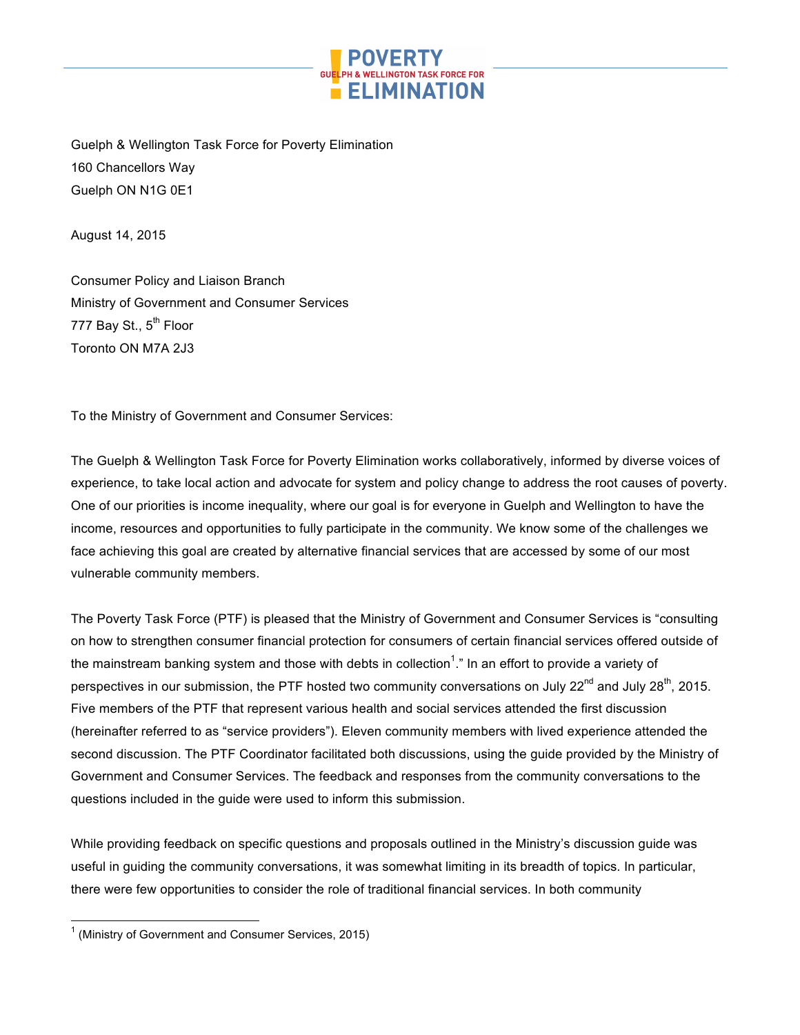Guelph & Wellington Task Force for Poverty Elimination
160 Chancellors Way
Guelph ON N1G 0E1

August 14, 2015

Consumer Policy and Liaison Branch
Ministry of Government and Consumer Services
777 Bay St., 5th Floor
Toronto ON M7A 2J3

To the Ministry of Government and Consumer Services:

The Guelph & Wellington Task Force for Poverty Elimination works collaboratively, informed by diverse voices of experience, to take local action and advocate for system and policy change to address the root causes of poverty. One of our priorities is income inequality, where our goal is for everyone in Guelph and Wellington to have the income, resources and opportunities to fully participate in the community. We know some of the challenges we face achieving this goal are created by alternative financial services that are accessed by some of our most vulnerable community members.

The Poverty Task Force (PTF) is pleased that the Ministry of Government and Consumer Services is "consulting on how to strengthen consumer financial protection for consumers of certain financial services offered outside of the mainstream banking system and those with debts in collection[1]." In an effort to provide a variety of perspectives in our submission, the PTF hosted two community conversations on July 22nd and July 28th, 2015. Five members of the PTF that represent various health and social services attended the first discussion (hereinafter referred to as "service providers"). Eleven community members with lived experience attended the second discussion. The PTF Coordinator facilitated both discussions, using the guide provided by the Ministry of Government and Consumer Services. The feedback and responses from the community conversations to the questions included in the guide were used to inform this submission.

While providing feedback on specific questions and proposals outlined in the Ministry's discussion guide was useful in guiding the community conversations, it was somewhat limiting in its breadth of topics. In particular, there were few opportunities to consider the role of traditional financial services. In both community

[1] (Ministry of Government and Consumer Services, 2015)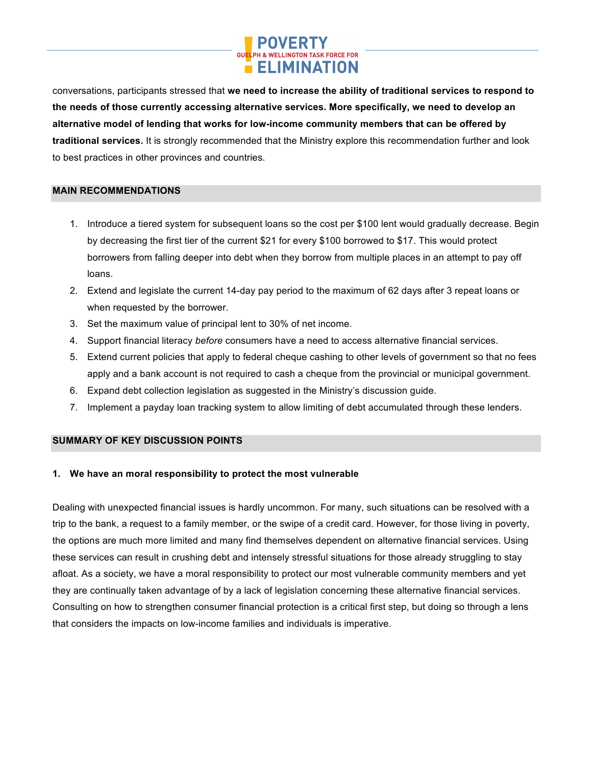conversations, participants stressed that **we need to increase the ability of traditional services to respond to the needs of those currently accessing alternative services. More specifically, we need to develop an alternative model of lending that works for low-income community members that can be offered by traditional services.** It is strongly recommended that the Ministry explore this recommendation further and look to best practices in other provinces and countries.

## MAIN RECOMMENDATIONS

1. Introduce a tiered system for subsequent loans so the cost per $100 lent would gradually decrease. Begin by decreasing the first tier of the current $21 for every $100 borrowed to $17. This would protect borrowers from falling deeper into debt when they borrow from multiple places in an attempt to pay off loans.
2. Extend and legislate the current 14-day pay period to the maximum of 62 days after 3 repeat loans or when requested by the borrower.
3. Set the maximum value of principal lent to 30% of net income.
4. Support financial literacy *before* consumers have a need to access alternative financial services.
5. Extend current policies that apply to federal cheque cashing to other levels of government so that no fees apply and a bank account is not required to cash a cheque from the provincial or municipal government.
6. Expand debt collection legislation as suggested in the Ministry's discussion guide.
7. Implement a payday loan tracking system to allow limiting of debt accumulated through these lenders.

## SUMMARY OF KEY DISCUSSION POINTS

### 1. We have an moral responsibility to protect the most vulnerable

Dealing with unexpected financial issues is hardly uncommon. For many, such situations can be resolved with a trip to the bank, a request to a family member, or the swipe of a credit card. However, for those living in poverty, the options are much more limited and many find themselves dependent on alternative financial services. Using these services can result in crushing debt and intensely stressful situations for those already struggling to stay afloat. As a society, we have a moral responsibility to protect our most vulnerable community members and yet they are continually taken advantage of by a lack of legislation concerning these alternative financial services. Consulting on how to strengthen consumer financial protection is a critical first step, but doing so through a lens that considers the impacts on low-income families and individuals is imperative.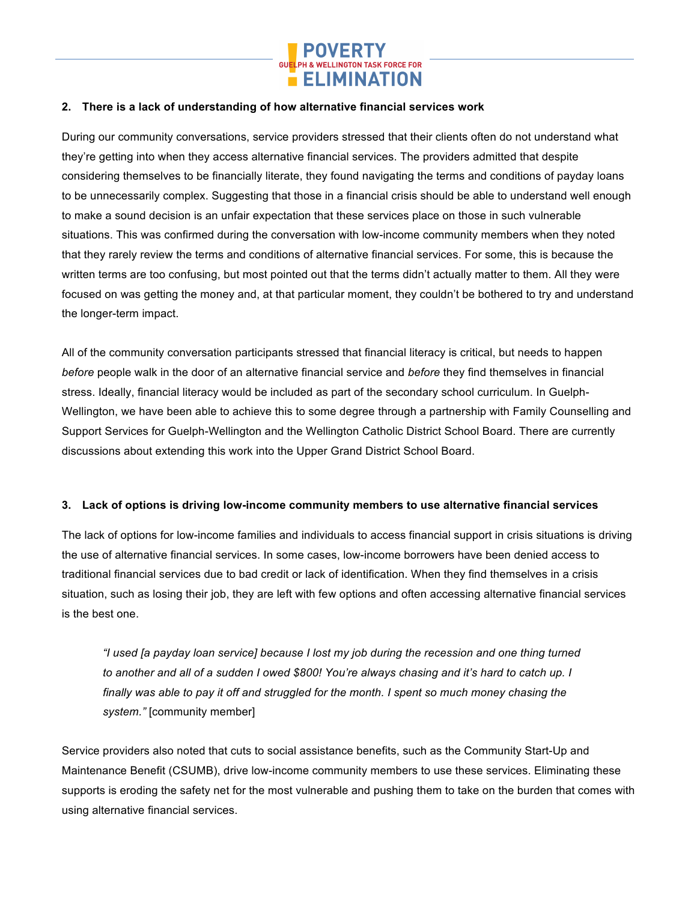**2. There is a lack of understanding of how alternative financial services work**

During our community conversations, service providers stressed that their clients often do not understand what they're getting into when they access alternative financial services. The providers admitted that despite considering themselves to be financially literate, they found navigating the terms and conditions of payday loans to be unnecessarily complex. Suggesting that those in a financial crisis should be able to understand well enough to make a sound decision is an unfair expectation that these services place on those in such vulnerable situations. This was confirmed during the conversation with low-income community members when they noted that they rarely review the terms and conditions of alternative financial services. For some, this is because the written terms are too confusing, but most pointed out that the terms didn't actually matter to them. All they were focused on was getting the money and, at that particular moment, they couldn't be bothered to try and understand the longer-term impact.

All of the community conversation participants stressed that financial literacy is critical, but needs to happen *before* people walk in the door of an alternative financial service and *before* they find themselves in financial stress. Ideally, financial literacy would be included as part of the secondary school curriculum. In Guelph-Wellington, we have been able to achieve this to some degree through a partnership with Family Counselling and Support Services for Guelph-Wellington and the Wellington Catholic District School Board. There are currently discussions about extending this work into the Upper Grand District School Board.

**3. Lack of options is driving low-income community members to use alternative financial services**

The lack of options for low-income families and individuals to access financial support in crisis situations is driving the use of alternative financial services. In some cases, low-income borrowers have been denied access to traditional financial services due to bad credit or lack of identification. When they find themselves in a crisis situation, such as losing their job, they are left with few options and often accessing alternative financial services is the best one.

> *"I used [a payday loan service] because I lost my job during the recession and one thing turned to another and all of a sudden I owed $800! You're always chasing and it's hard to catch up. I finally was able to pay it off and struggled for the month. I spent so much money chasing the system."* [community member]

Service providers also noted that cuts to social assistance benefits, such as the Community Start-Up and Maintenance Benefit (CSUMB), drive low-income community members to use these services. Eliminating these supports is eroding the safety net for the most vulnerable and pushing them to take on the burden that comes with using alternative financial services.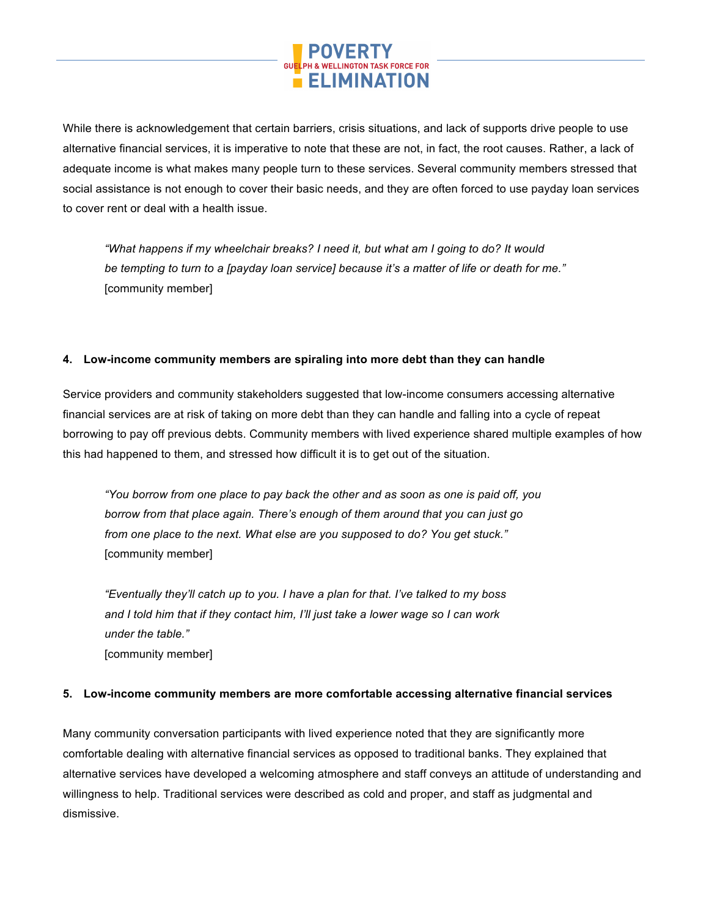While there is acknowledgement that certain barriers, crisis situations, and lack of supports drive people to use alternative financial services, it is imperative to note that these are not, in fact, the root causes. Rather, a lack of adequate income is what makes many people turn to these services. Several community members stressed that social assistance is not enough to cover their basic needs, and they are often forced to use payday loan services to cover rent or deal with a health issue.

> *"What happens if my wheelchair breaks? I need it, but what am I going to do? It would be tempting to turn to a [payday loan service] because it's a matter of life or death for me."*
> [community member]

**4. Low-income community members are spiraling into more debt than they can handle**

Service providers and community stakeholders suggested that low-income consumers accessing alternative financial services are at risk of taking on more debt than they can handle and falling into a cycle of repeat borrowing to pay off previous debts. Community members with lived experience shared multiple examples of how this had happened to them, and stressed how difficult it is to get out of the situation.

> *"You borrow from one place to pay back the other and as soon as one is paid off, you borrow from that place again. There's enough of them around that you can just go from one place to the next. What else are you supposed to do? You get stuck."*
> [community member]

> *"Eventually they'll catch up to you. I have a plan for that. I've talked to my boss and I told him that if they contact him, I'll just take a lower wage so I can work under the table."*
> [community member]

**5. Low-income community members are more comfortable accessing alternative financial services**

Many community conversation participants with lived experience noted that they are significantly more comfortable dealing with alternative financial services as opposed to traditional banks. They explained that alternative services have developed a welcoming atmosphere and staff conveys an attitude of understanding and willingness to help. Traditional services were described as cold and proper, and staff as judgmental and dismissive.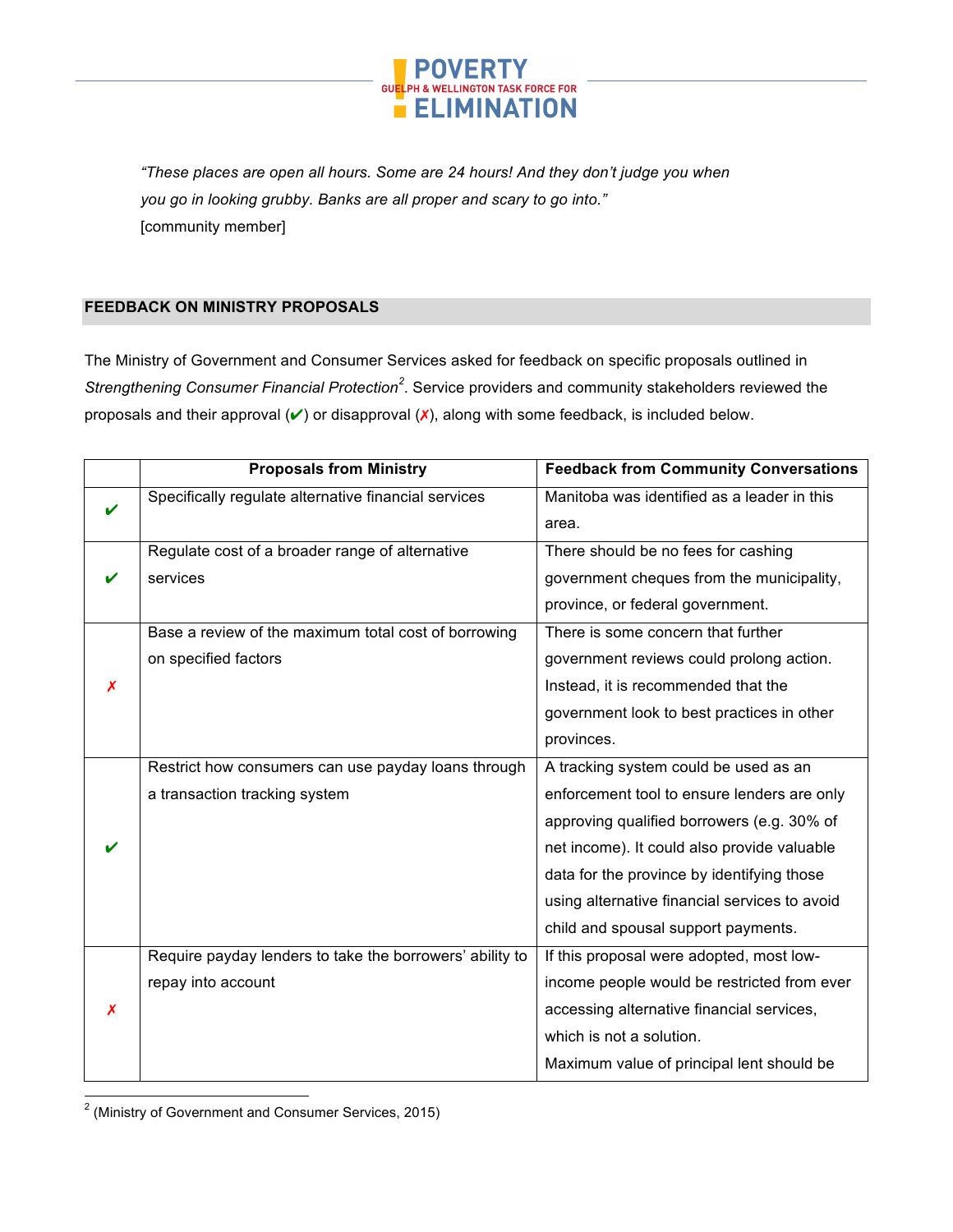*"These places are open all hours. Some are 24 hours! And they don't judge you when you go in looking grubby. Banks are all proper and scary to go into."*
[community member]

## FEEDBACK ON MINISTRY PROPOSALS

The Ministry of Government and Consumer Services asked for feedback on specific proposals outlined in *Strengthening Consumer Financial Protection*[2]. Service providers and community stakeholders reviewed the proposals and their approval (✔) or disapproval (✗), along with some feedback, is included below.

| | Proposals from Ministry | Feedback from Community Conversations |
|---|---|---|
| ✔ | Specifically regulate alternative financial services | Manitoba was identified as a leader in this area. |
| ✔ | Regulate cost of a broader range of alternative services | There should be no fees for cashing government cheques from the municipality, province, or federal government. |
| ✗ | Base a review of the maximum total cost of borrowing on specified factors | There is some concern that further government reviews could prolong action. Instead, it is recommended that the government look to best practices in other provinces. |
| ✔ | Restrict how consumers can use payday loans through a transaction tracking system | A tracking system could be used as an enforcement tool to ensure lenders are only approving qualified borrowers (e.g. 30% of net income). It could also provide valuable data for the province by identifying those using alternative financial services to avoid child and spousal support payments. |
| ✗ | Require payday lenders to take the borrowers' ability to repay into account | If this proposal were adopted, most low-income people would be restricted from ever accessing alternative financial services, which is not a solution. Maximum value of principal lent should be |

[2] (Ministry of Government and Consumer Services, 2015)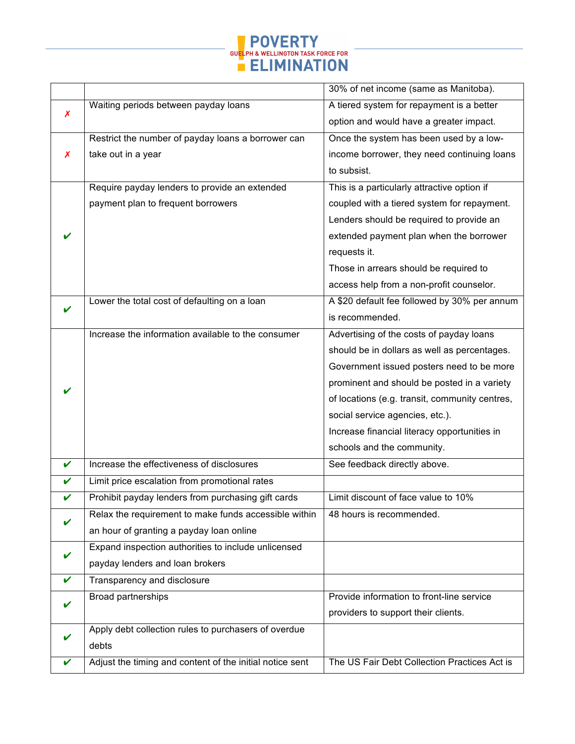| | | |
|---|---|---|
| | | 30% of net income (same as Manitoba). |
| ✗ | Waiting periods between payday loans | A tiered system for repayment is a better option and would have a greater impact. |
| ✗ | Restrict the number of payday loans a borrower can take out in a year | Once the system has been used by a low-income borrower, they need continuing loans to subsist. |
| ✔ | Require payday lenders to provide an extended payment plan to frequent borrowers | This is a particularly attractive option if coupled with a tiered system for repayment. Lenders should be required to provide an extended payment plan when the borrower requests it.<br>Those in arrears should be required to access help from a non-profit counselor. |
| ✔ | Lower the total cost of defaulting on a loan | A $20 default fee followed by 30% per annum is recommended. |
| ✔ | Increase the information available to the consumer | Advertising of the costs of payday loans should be in dollars as well as percentages.<br>Government issued posters need to be more prominent and should be posted in a variety of locations (e.g. transit, community centres, social service agencies, etc.).<br>Increase financial literacy opportunities in schools and the community. |
| ✔ | Increase the effectiveness of disclosures | See feedback directly above. |
| ✔ | Limit price escalation from promotional rates | |
| ✔ | Prohibit payday lenders from purchasing gift cards | Limit discount of face value to 10% |
| ✔ | Relax the requirement to make funds accessible within an hour of granting a payday loan online | 48 hours is recommended. |
| ✔ | Expand inspection authorities to include unlicensed payday lenders and loan brokers | |
| ✔ | Transparency and disclosure | |
| ✔ | Broad partnerships | Provide information to front-line service providers to support their clients. |
| ✔ | Apply debt collection rules to purchasers of overdue debts | |
| ✔ | Adjust the timing and content of the initial notice sent | The US Fair Debt Collection Practices Act is |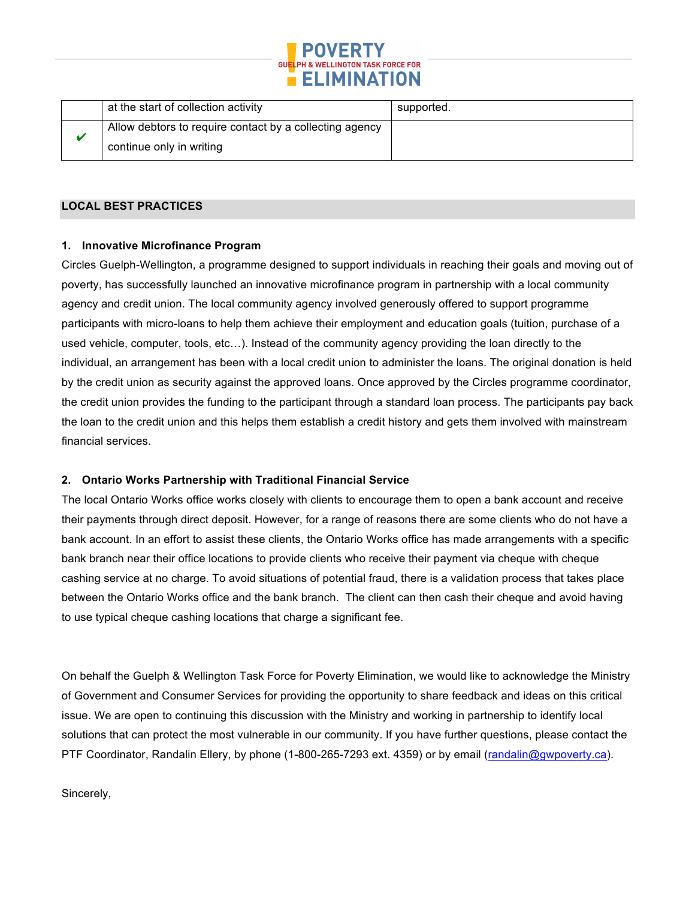| | | |
|---|---|---|
| | at the start of collection activity | supported. |
| ✔ | Allow debtors to require contact by a collecting agency continue only in writing | |

## LOCAL BEST PRACTICES

**1. Innovative Microfinance Program**

Circles Guelph-Wellington, a programme designed to support individuals in reaching their goals and moving out of poverty, has successfully launched an innovative microfinance program in partnership with a local community agency and credit union. The local community agency involved generously offered to support programme participants with micro-loans to help them achieve their employment and education goals (tuition, purchase of a used vehicle, computer, tools, etc…). Instead of the community agency providing the loan directly to the individual, an arrangement has been with a local credit union to administer the loans. The original donation is held by the credit union as security against the approved loans. Once approved by the Circles programme coordinator, the credit union provides the funding to the participant through a standard loan process. The participants pay back the loan to the credit union and this helps them establish a credit history and gets them involved with mainstream financial services.

**2. Ontario Works Partnership with Traditional Financial Service**

The local Ontario Works office works closely with clients to encourage them to open a bank account and receive their payments through direct deposit. However, for a range of reasons there are some clients who do not have a bank account. In an effort to assist these clients, the Ontario Works office has made arrangements with a specific bank branch near their office locations to provide clients who receive their payment via cheque with cheque cashing service at no charge. To avoid situations of potential fraud, there is a validation process that takes place between the Ontario Works office and the bank branch. The client can then cash their cheque and avoid having to use typical cheque cashing locations that charge a significant fee.

On behalf the Guelph & Wellington Task Force for Poverty Elimination, we would like to acknowledge the Ministry of Government and Consumer Services for providing the opportunity to share feedback and ideas on this critical issue. We are open to continuing this discussion with the Ministry and working in partnership to identify local solutions that can protect the most vulnerable in our community. If you have further questions, please contact the PTF Coordinator, Randalin Ellery, by phone (1-800-265-7293 ext. 4359) or by email (randalin@gwpoverty.ca).

Sincerely,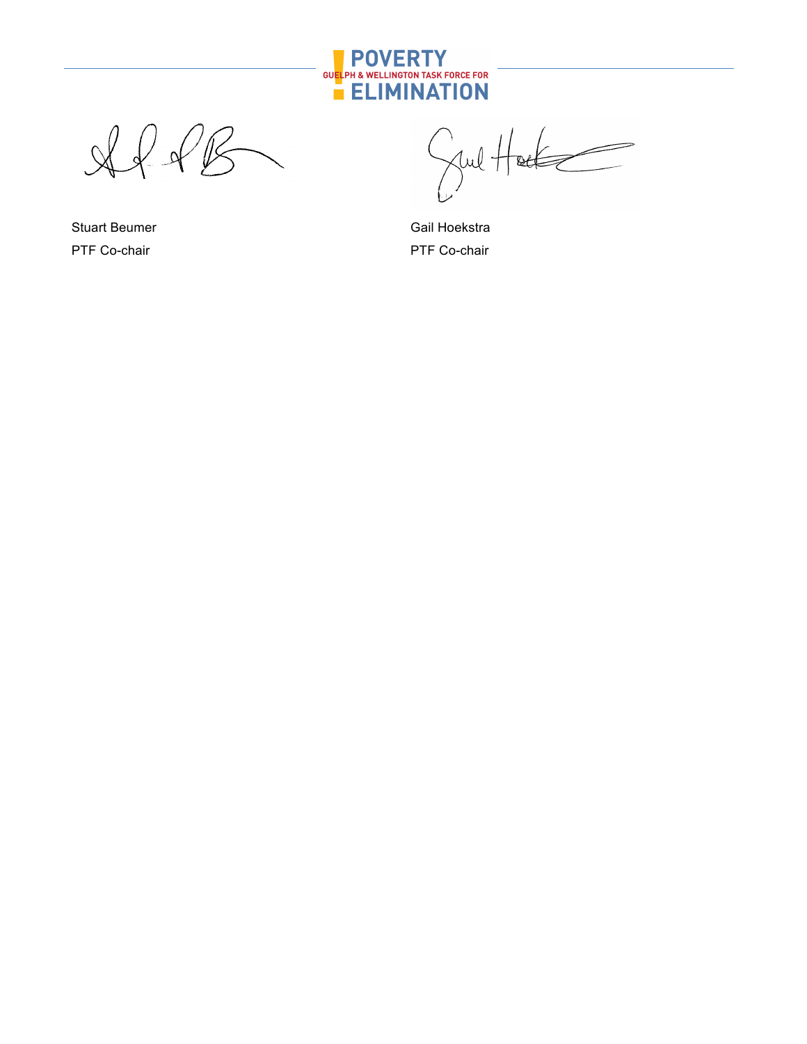Stuart Beumer
PTF Co-chair

Gail Hoekstra
PTF Co-chair